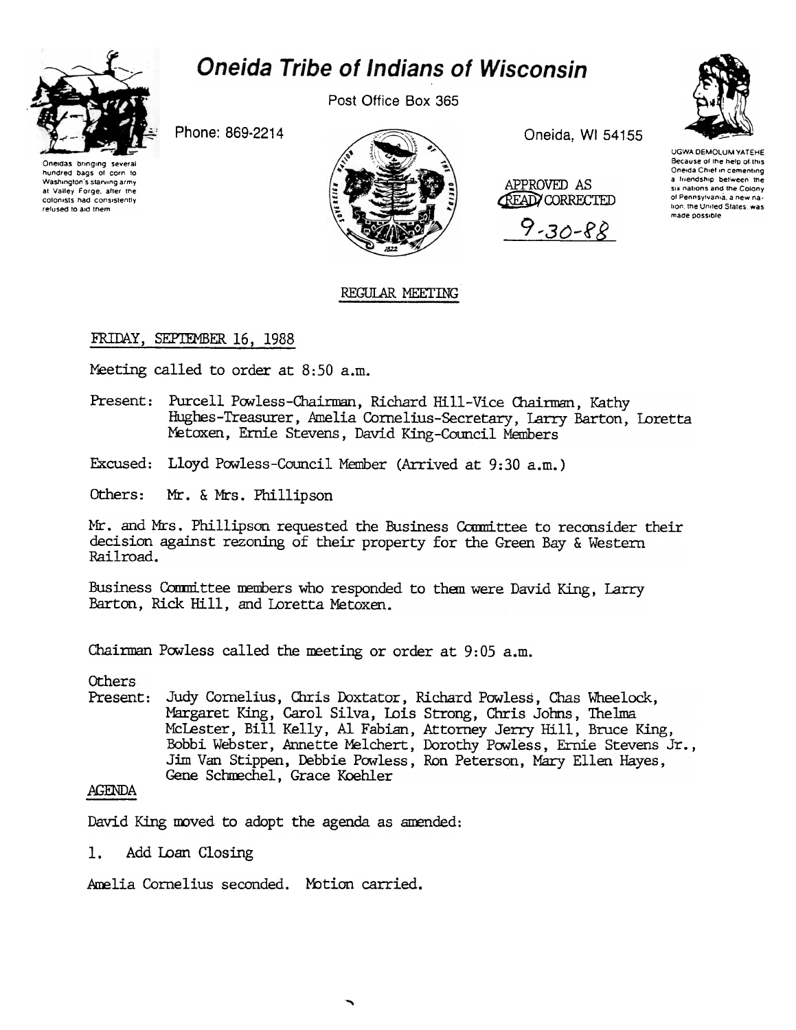# Oneida Tribe of Indians of Wisconsin

Post Office Box 365

Phone: 869-2214

Oneida, WI 54155

Oneidas bringing several hundred bags of corn to Washington's starving army at Valley Forge, after the colonists had consistently refused to aid them

UGWA DEMOLUM YATEHE
Because of the help of this Oneida Chief in cementing a friendship between the six nations and the Colony of Pennsylvania, a new nation, the United States, was made possible

APPROVED AS READ/CORRECTED
9-30-88

REGULAR MEETING

FRIDAY, SEPTEMBER 16, 1988

Meeting called to order at 8:50 a.m.

Present: Purcell Powless-Chairman, Richard Hill-Vice Chairman, Kathy Hughes-Treasurer, Amelia Cornelius-Secretary, Larry Barton, Loretta Metoxen, Ernie Stevens, David King-Council Members

Excused: Lloyd Powless-Council Member (Arrived at 9:30 a.m.)

Others: Mr. & Mrs. Phillipson

Mr. and Mrs. Phillipson requested the Business Committee to reconsider their decision against rezoning of their property for the Green Bay & Western Railroad.

Business Committee members who responded to them were David King, Larry Barton, Rick Hill, and Loretta Metoxen.

Chairman Powless called the meeting or order at 9:05 a.m.

Others Present: Judy Cornelius, Chris Doxtator, Richard Powless, Chas Wheelock, Margaret King, Carol Silva, Lois Strong, Chris Johns, Thelma McLester, Bill Kelly, Al Fabian, Attorney Jerry Hill, Bruce King, Bobbi Webster, Annette Melchert, Dorothy Powless, Ernie Stevens Jr., Jim Van Stippen, Debbie Powless, Ron Peterson, Mary Ellen Hayes, Gene Schmechel, Grace Koehler

AGENDA

David King moved to adopt the agenda as amended:

1. Add Loan Closing

Amelia Cornelius seconded. Motion carried.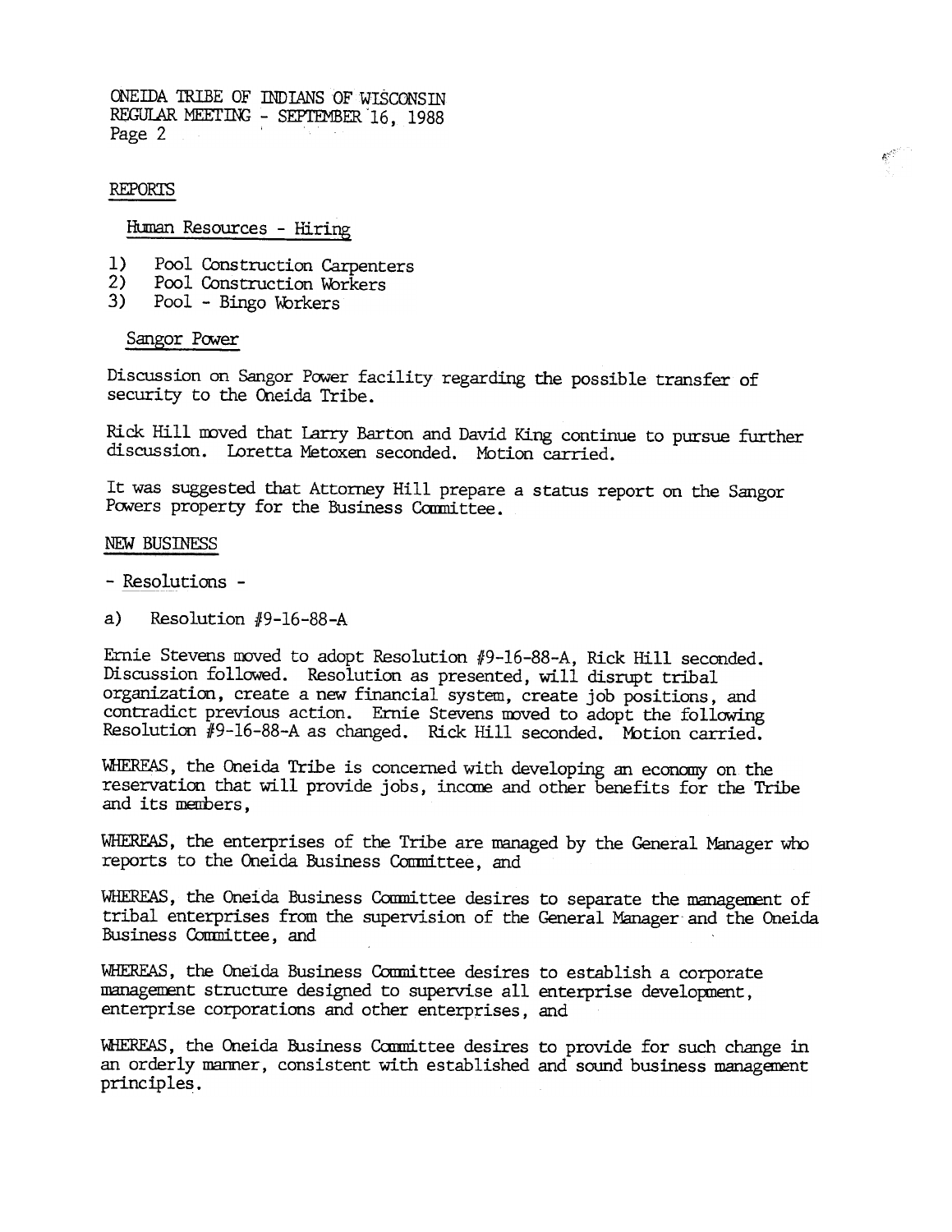## REPORTS

### Human Resources - Hiring

1) Pool Construction Carpenters
2) Pool Construction Workers
3) Pool - Bingo Workers

### Sangor Power

Discussion on Sangor Power facility regarding the possible transfer of security to the Oneida Tribe.

Rick Hill moved that Larry Barton and David King continue to pursue further discussion. Loretta Metoxen seconded. Motion carried.

It was suggested that Attorney Hill prepare a status report on the Sangor Powers property for the Business Committee.

## NEW BUSINESS

- Resolutions -

a) Resolution #9-16-88-A

Ernie Stevens moved to adopt Resolution #9-16-88-A, Rick Hill seconded. Discussion followed. Resolution as presented, will disrupt tribal organization, create a new financial system, create job positions, and contradict previous action. Ernie Stevens moved to adopt the following Resolution #9-16-88-A as changed. Rick Hill seconded. Motion carried.

WHEREAS, the Oneida Tribe is concerned with developing an economy on the reservation that will provide jobs, income and other benefits for the Tribe and its members,

WHEREAS, the enterprises of the Tribe are managed by the General Manager who reports to the Oneida Business Committee, and

WHEREAS, the Oneida Business Committee desires to separate the management of tribal enterprises from the supervision of the General Manager and the Oneida Business Committee, and

WHEREAS, the Oneida Business Committee desires to establish a corporate management structure designed to supervise all enterprise development, enterprise corporations and other enterprises, and

WHEREAS, the Oneida Business Committee desires to provide for such change in an orderly manner, consistent with established and sound business management principles.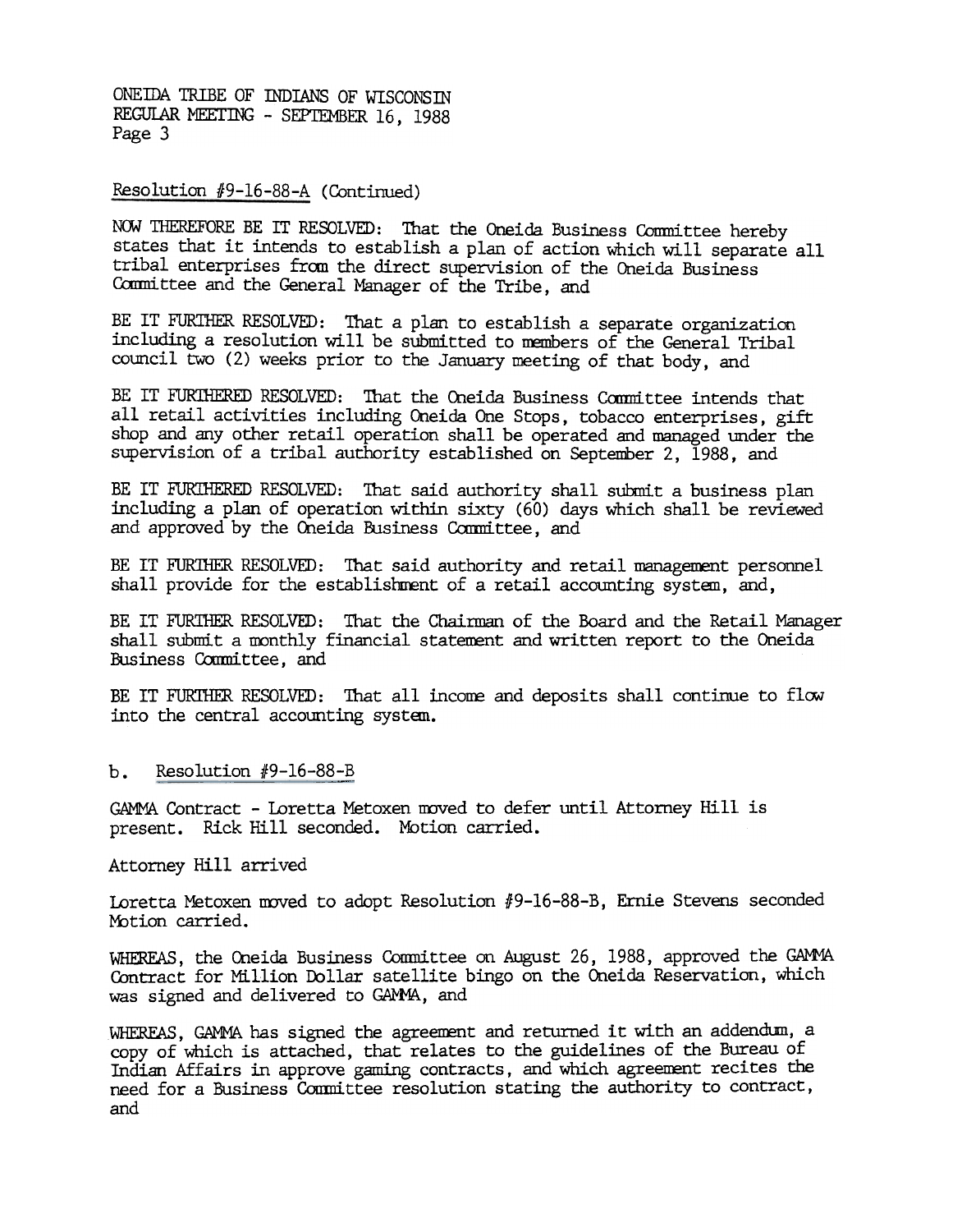Resolution #9-16-88-A (Continued)

NOW THEREFORE BE IT RESOLVED: That the Oneida Business Committee hereby states that it intends to establish a plan of action which will separate all tribal enterprises from the direct supervision of the Oneida Business Committee and the General Manager of the Tribe, and

BE IT FURTHER RESOLVED: That a plan to establish a separate organization including a resolution will be submitted to members of the General Tribal council two (2) weeks prior to the January meeting of that body, and

BE IT FURTHERED RESOLVED: That the Oneida Business Committee intends that all retail activities including Oneida One Stops, tobacco enterprises, gift shop and any other retail operation shall be operated and managed under the supervision of a tribal authority established on September 2, 1988, and

BE IT FURTHERED RESOLVED: That said authority shall submit a business plan including a plan of operation within sixty (60) days which shall be reviewed and approved by the Oneida Business Committee, and

BE IT FURTHER RESOLVED: That said authority and retail management personnel shall provide for the establishment of a retail accounting system, and,

BE IT FURTHER RESOLVED: That the Chairman of the Board and the Retail Manager shall submit a monthly financial statement and written report to the Oneida Business Committee, and

BE IT FURTHER RESOLVED: That all income and deposits shall continue to flow into the central accounting system.

b. Resolution #9-16-88-B

GAMMA Contract - Loretta Metoxen moved to defer until Attorney Hill is present. Rick Hill seconded. Motion carried.

Attorney Hill arrived

Loretta Metoxen moved to adopt Resolution #9-16-88-B, Ernie Stevens seconded Motion carried.

WHEREAS, the Oneida Business Committee on August 26, 1988, approved the GAMMA Contract for Million Dollar satellite bingo on the Oneida Reservation, which was signed and delivered to GAMMA, and

WHEREAS, GAMMA has signed the agreement and returned it with an addendum, a copy of which is attached, that relates to the guidelines of the Bureau of Indian Affairs in approve gaming contracts, and which agreement recites the need for a Business Committee resolution stating the authority to contract, and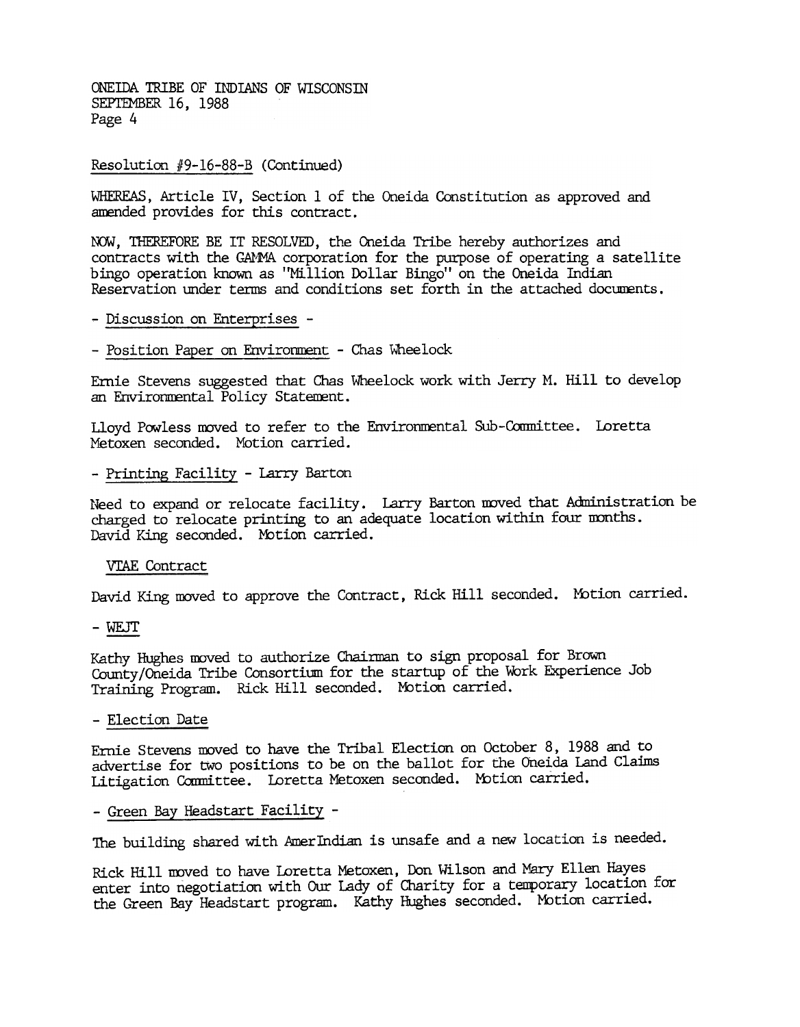Resolution #9-16-88-B (Continued)

WHEREAS, Article IV, Section 1 of the Oneida Constitution as approved and amended provides for this contract.

NOW, THEREFORE BE IT RESOLVED, the Oneida Tribe hereby authorizes and contracts with the GAMMA corporation for the purpose of operating a satellite bingo operation known as "Million Dollar Bingo" on the Oneida Indian Reservation under terms and conditions set forth in the attached documents.

- Discussion on Enterprises -

- Position Paper on Environment - Chas Wheelock

Ernie Stevens suggested that Chas Wheelock work with Jerry M. Hill to develop an Environmental Policy Statement.

Lloyd Powless moved to refer to the Environmental Sub-Committee. Loretta Metoxen seconded. Motion carried.

- Printing Facility - Larry Barton

Need to expand or relocate facility. Larry Barton moved that Administration be charged to relocate printing to an adequate location within four months. David King seconded. Motion carried.

VTAE Contract

David King moved to approve the Contract, Rick Hill seconded. Motion carried.

- WEJT

Kathy Hughes moved to authorize Chairman to sign proposal for Brown County/Oneida Tribe Consortium for the startup of the Work Experience Job Training Program. Rick Hill seconded. Motion carried.

- Election Date

Ernie Stevens moved to have the Tribal Election on October 8, 1988 and to advertise for two positions to be on the ballot for the Oneida Land Claims Litigation Committee. Loretta Metoxen seconded. Motion carried.

- Green Bay Headstart Facility -

The building shared with AmerIndian is unsafe and a new location is needed.

Rick Hill moved to have Loretta Metoxen, Don Wilson and Mary Ellen Hayes enter into negotiation with Our Lady of Charity for a temporary location for the Green Bay Headstart program. Kathy Hughes seconded. Motion carried.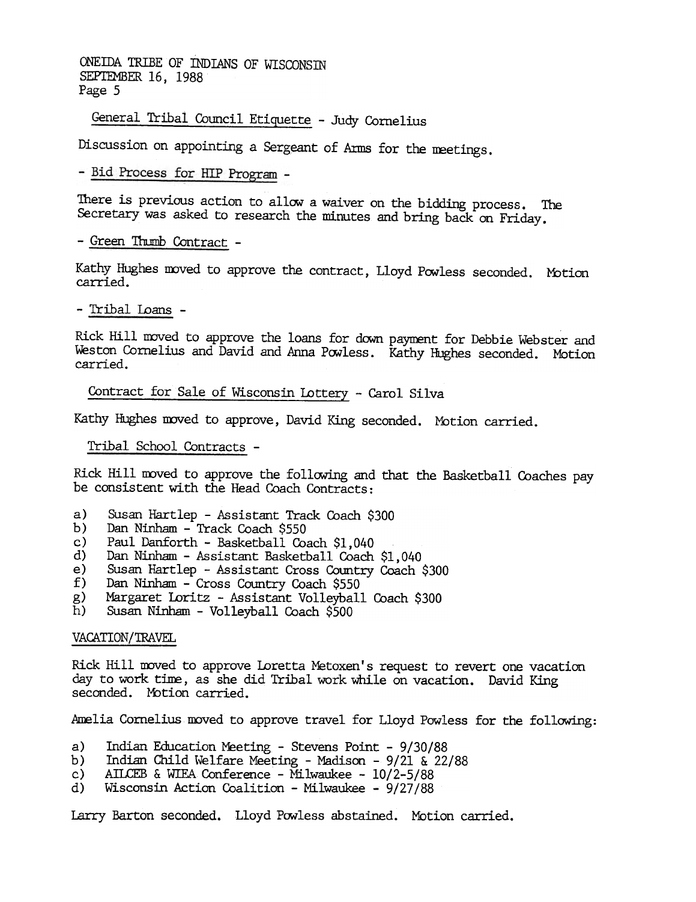General Tribal Council Etiquette - Judy Cornelius

Discussion on appointing a Sergeant of Arms for the meetings.

- Bid Process for HIP Program -

There is previous action to allow a waiver on the bidding process. The Secretary was asked to research the minutes and bring back on Friday.

- Green Thumb Contract -

Kathy Hughes moved to approve the contract, Lloyd Powless seconded. Motion carried.

- Tribal Loans -

Rick Hill moved to approve the loans for down payment for Debbie Webster and Weston Cornelius and David and Anna Powless. Kathy Hughes seconded. Motion carried.

Contract for Sale of Wisconsin Lottery - Carol Silva

Kathy Hughes moved to approve, David King seconded. Motion carried.

Tribal School Contracts -

Rick Hill moved to approve the following and that the Basketball Coaches pay be consistent with the Head Coach Contracts:

a) Susan Hartlep - Assistant Track Coach $300
b) Dan Ninham - Track Coach $550
c) Paul Danforth - Basketball Coach $1,040
d) Dan Ninham - Assistant Basketball Coach $1,040
e) Susan Hartlep - Assistant Cross Country Coach $300
f) Dan Ninham - Cross Country Coach $550
g) Margaret Loritz - Assistant Volleyball Coach $300
h) Susan Ninham - Volleyball Coach $500

VACATION/TRAVEL

Rick Hill moved to approve Loretta Metoxen's request to revert one vacation day to work time, as she did Tribal work while on vacation. David King seconded. Motion carried.

Amelia Cornelius moved to approve travel for Lloyd Powless for the following:

a) Indian Education Meeting - Stevens Point - 9/30/88
b) Indian Child Welfare Meeting - Madison - 9/21 & 22/88
c) AILCEB & WIEA Conference - Milwaukee - 10/2-5/88
d) Wisconsin Action Coalition - Milwaukee - 9/27/88

Larry Barton seconded. Lloyd Powless abstained. Motion carried.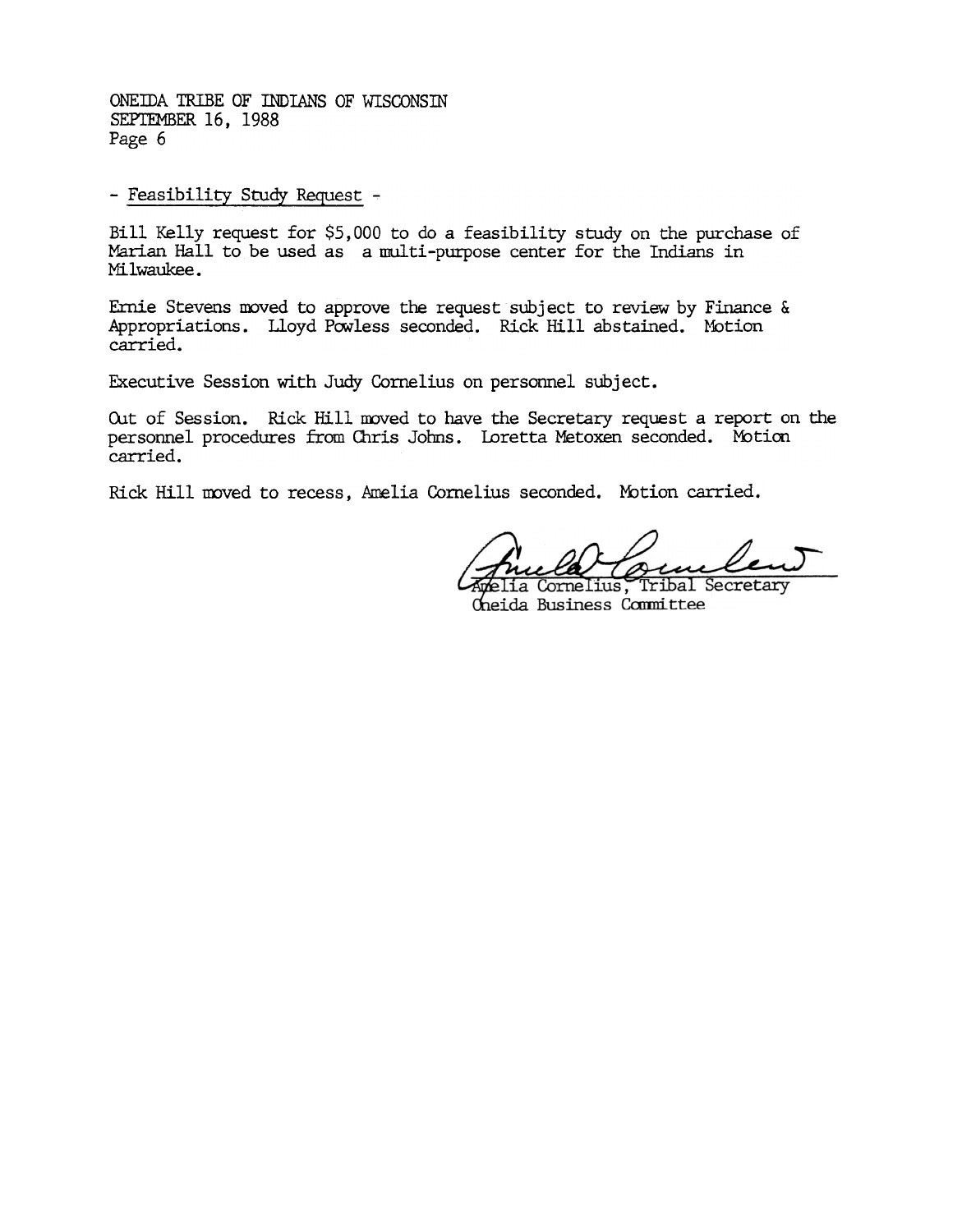- Feasibility Study Request -

Bill Kelly request for $5,000 to do a feasibility study on the purchase of Marian Hall to be used as a multi-purpose center for the Indians in Milwaukee.

Ernie Stevens moved to approve the request subject to review by Finance & Appropriations. Lloyd Powless seconded. Rick Hill abstained. Motion carried.

Executive Session with Judy Cornelius on personnel subject.

Out of Session. Rick Hill moved to have the Secretary request a report on the personnel procedures from Chris Johns. Loretta Metoxen seconded. Motion carried.

Rick Hill moved to recess, Amelia Cornelius seconded. Motion carried.

Amelia Cornelius, Tribal Secretary
Oneida Business Committee